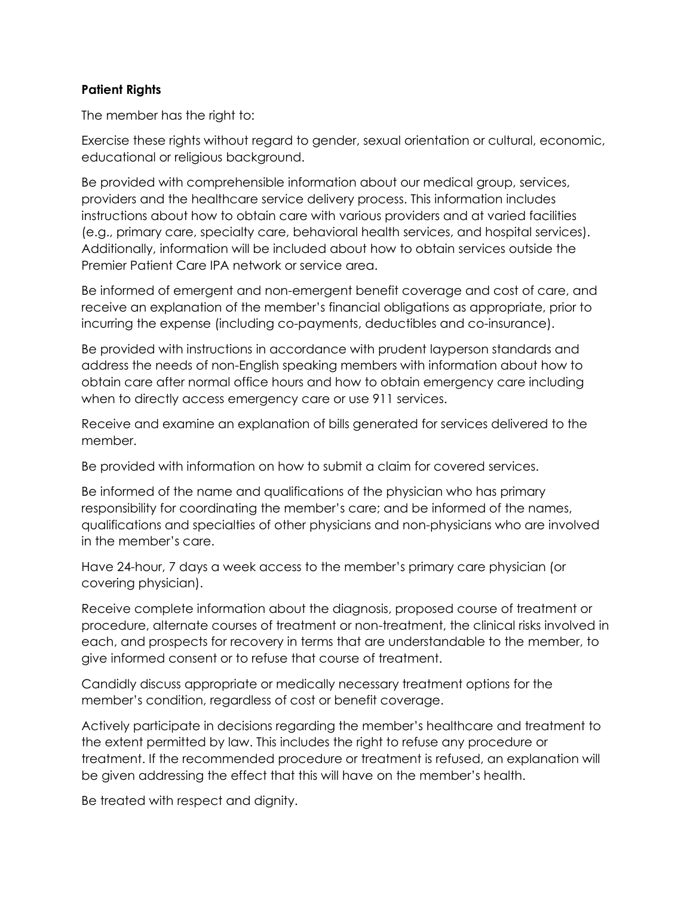**Patient Rights**

The member has the right to:

Exercise these rights without regard to gender, sexual orientation or cultural, economic, educational or religious background.

Be provided with comprehensible information about our medical group, services, providers and the healthcare service delivery process. This information includes instructions about how to obtain care with various providers and at varied facilities (e.g., primary care, specialty care, behavioral health services, and hospital services). Additionally, information will be included about how to obtain services outside the Premier Patient Care IPA network or service area.

Be informed of emergent and non-emergent benefit coverage and cost of care, and receive an explanation of the member's financial obligations as appropriate, prior to incurring the expense (including co-payments, deductibles and co-insurance).

Be provided with instructions in accordance with prudent layperson standards and address the needs of non-English speaking members with information about how to obtain care after normal office hours and how to obtain emergency care including when to directly access emergency care or use 911 services.

Receive and examine an explanation of bills generated for services delivered to the member.

Be provided with information on how to submit a claim for covered services.

Be informed of the name and qualifications of the physician who has primary responsibility for coordinating the member's care; and be informed of the names, qualifications and specialties of other physicians and non-physicians who are involved in the member's care.

Have 24-hour, 7 days a week access to the member's primary care physician (or covering physician).

Receive complete information about the diagnosis, proposed course of treatment or procedure, alternate courses of treatment or non-treatment, the clinical risks involved in each, and prospects for recovery in terms that are understandable to the member, to give informed consent or to refuse that course of treatment.

Candidly discuss appropriate or medically necessary treatment options for the member's condition, regardless of cost or benefit coverage.

Actively participate in decisions regarding the member's healthcare and treatment to the extent permitted by law. This includes the right to refuse any procedure or treatment. If the recommended procedure or treatment is refused, an explanation will be given addressing the effect that this will have on the member's health.

Be treated with respect and dignity.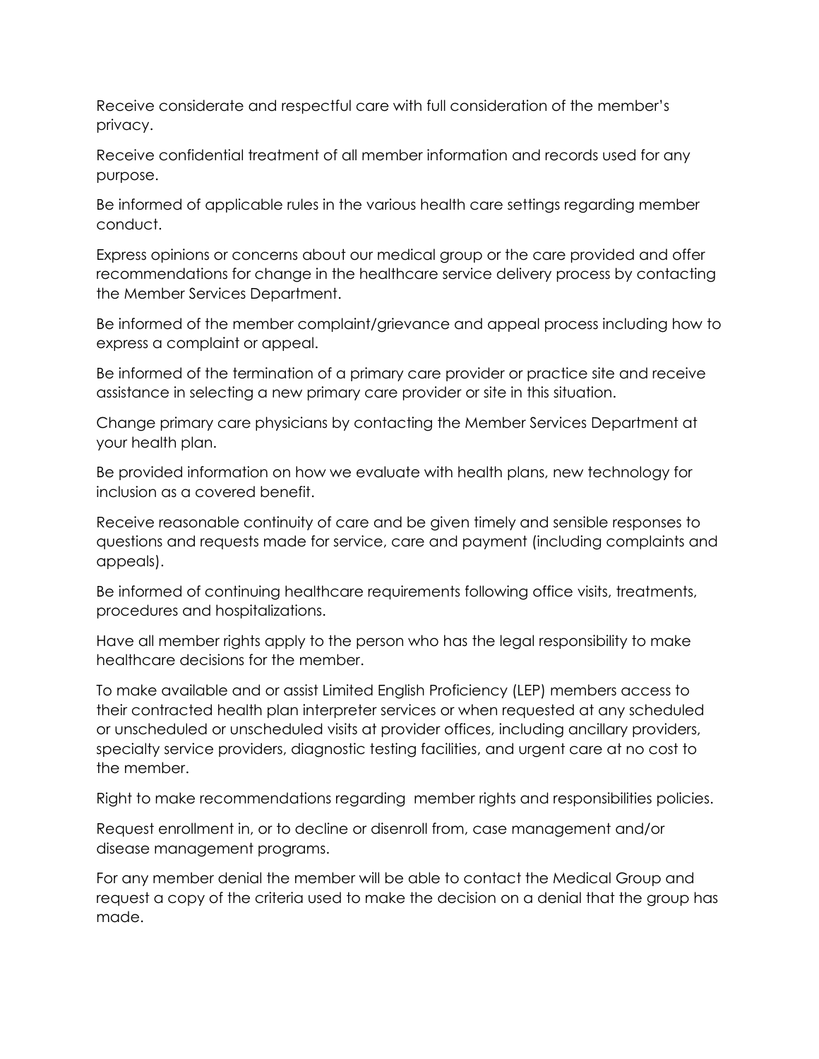Receive considerate and respectful care with full consideration of the member's privacy.

Receive confidential treatment of all member information and records used for any purpose.

Be informed of applicable rules in the various health care settings regarding member conduct.

Express opinions or concerns about our medical group or the care provided and offer recommendations for change in the healthcare service delivery process by contacting the Member Services Department.

Be informed of the member complaint/grievance and appeal process including how to express a complaint or appeal.

Be informed of the termination of a primary care provider or practice site and receive assistance in selecting a new primary care provider or site in this situation.

Change primary care physicians by contacting the Member Services Department at your health plan.

Be provided information on how we evaluate with health plans, new technology for inclusion as a covered benefit.

Receive reasonable continuity of care and be given timely and sensible responses to questions and requests made for service, care and payment (including complaints and appeals).

Be informed of continuing healthcare requirements following office visits, treatments, procedures and hospitalizations.

Have all member rights apply to the person who has the legal responsibility to make healthcare decisions for the member.

To make available and or assist Limited English Proficiency (LEP) members access to their contracted health plan interpreter services or when requested at any scheduled or unscheduled or unscheduled visits at provider offices, including ancillary providers, specialty service providers, diagnostic testing facilities, and urgent care at no cost to the member.

Right to make recommendations regarding member rights and responsibilities policies.

Request enrollment in, or to decline or disenroll from, case management and/or disease management programs.

For any member denial the member will be able to contact the Medical Group and request a copy of the criteria used to make the decision on a denial that the group has made.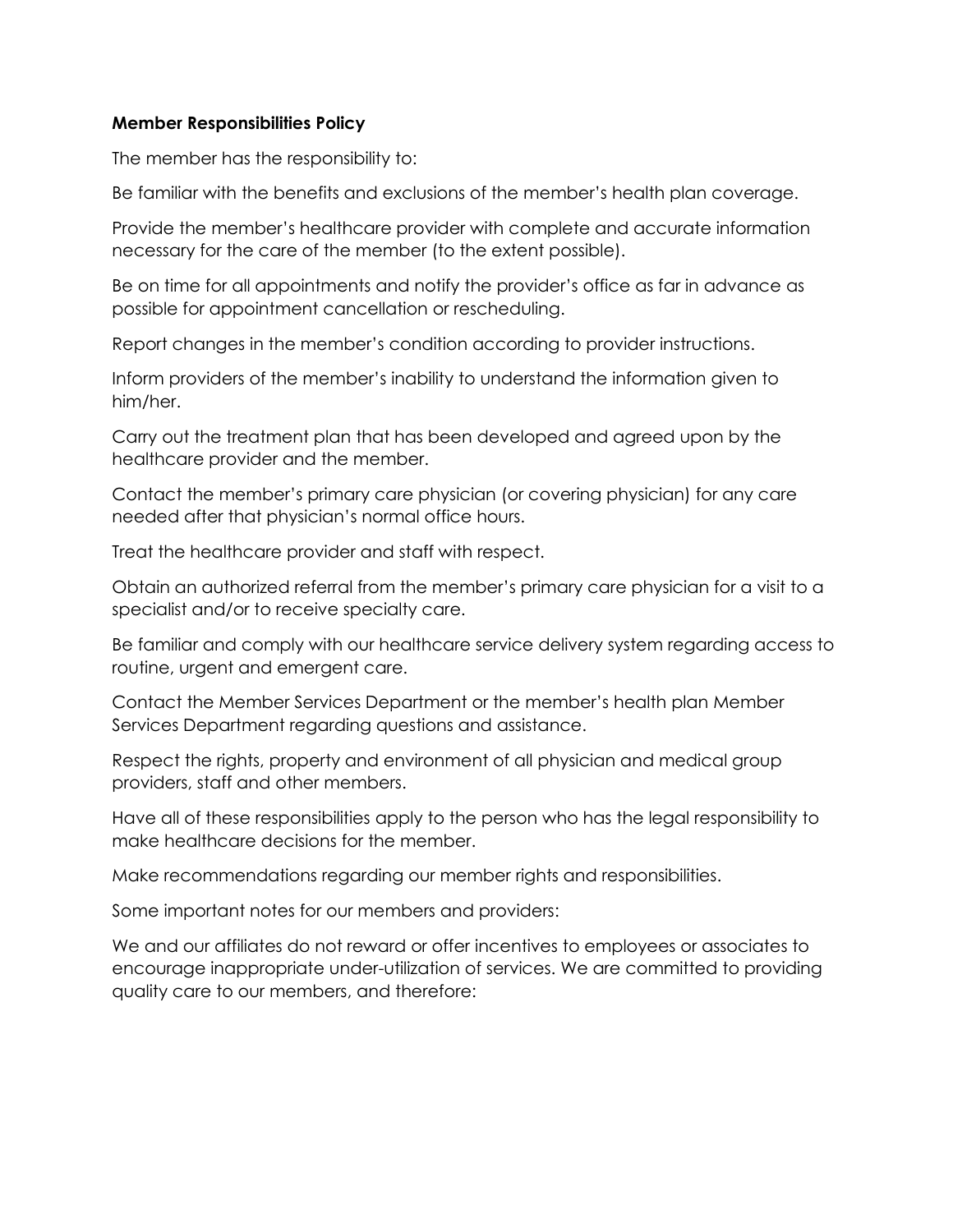**Member Responsibilities Policy**

The member has the responsibility to:

Be familiar with the benefits and exclusions of the member's health plan coverage.

Provide the member's healthcare provider with complete and accurate information necessary for the care of the member (to the extent possible).

Be on time for all appointments and notify the provider's office as far in advance as possible for appointment cancellation or rescheduling.

Report changes in the member's condition according to provider instructions.

Inform providers of the member's inability to understand the information given to him/her.

Carry out the treatment plan that has been developed and agreed upon by the healthcare provider and the member.

Contact the member's primary care physician (or covering physician) for any care needed after that physician's normal office hours.

Treat the healthcare provider and staff with respect.

Obtain an authorized referral from the member's primary care physician for a visit to a specialist and/or to receive specialty care.

Be familiar and comply with our healthcare service delivery system regarding access to routine, urgent and emergent care.

Contact the Member Services Department or the member's health plan Member Services Department regarding questions and assistance.

Respect the rights, property and environment of all physician and medical group providers, staff and other members.

Have all of these responsibilities apply to the person who has the legal responsibility to make healthcare decisions for the member.

Make recommendations regarding our member rights and responsibilities.

Some important notes for our members and providers:

We and our affiliates do not reward or offer incentives to employees or associates to encourage inappropriate under-utilization of services. We are committed to providing quality care to our members, and therefore: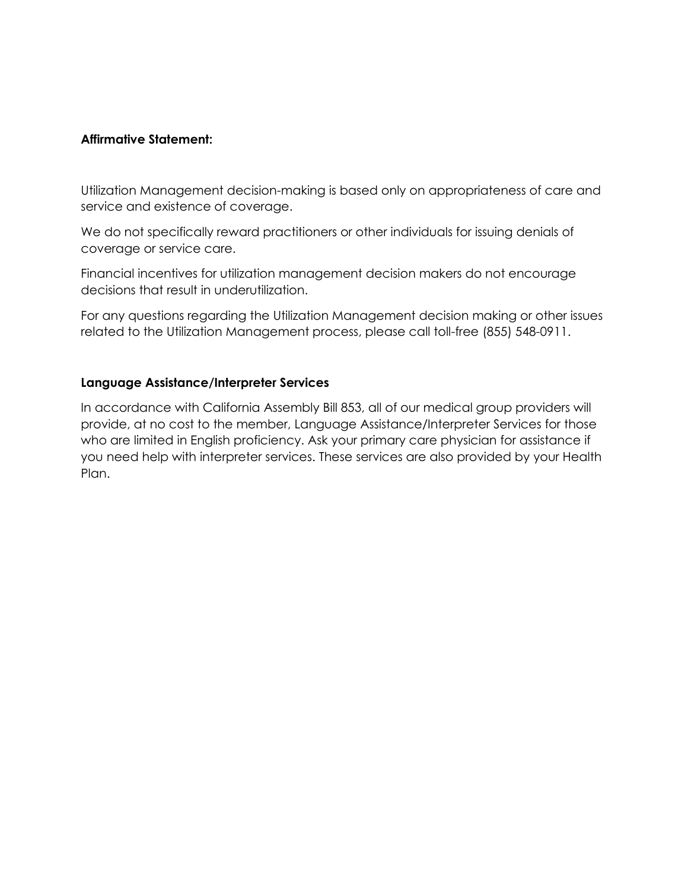**Affirmative Statement:**

Utilization Management decision-making is based only on appropriateness of care and service and existence of coverage.

We do not specifically reward practitioners or other individuals for issuing denials of coverage or service care.

Financial incentives for utilization management decision makers do not encourage decisions that result in underutilization.

For any questions regarding the Utilization Management decision making or other issues related to the Utilization Management process, please call toll-free (855) 548-0911.

**Language Assistance/Interpreter Services**

In accordance with California Assembly Bill 853, all of our medical group providers will provide, at no cost to the member, Language Assistance/Interpreter Services for those who are limited in English proficiency. Ask your primary care physician for assistance if you need help with interpreter services. These services are also provided by your Health Plan.